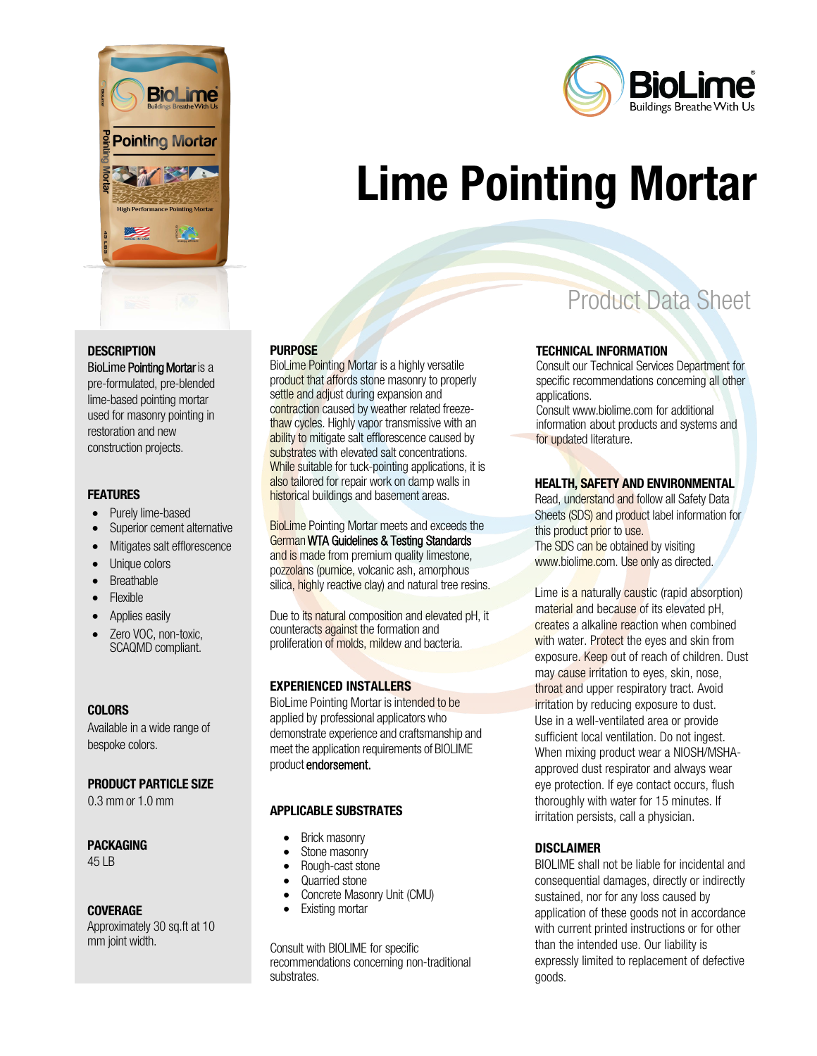# Lime Pointing Mortar

Product Data Sheet

### DESCRIPTION

BioLime Pointing Mortar is a pre-formulated, pre-blended lime-based pointing mortar used for masonry pointing in restoration and new construction projects.

### FEATURES

- Purely lime-based
- Superior cement alternative
- Mitigates salt efflorescence
- Unique colors
- Breathable
- Flexible
- Applies easily
- Zero VOC, non-toxic, SCAQMD compliant.

### COLORS

Available in a wide range of bespoke colors.

### PRODUCT PARTICLE SIZE

0.3 mm or 1.0 mm

### PACKAGING

45 LB

### COVERAGE

Approximately 30 sq.ft at 10 mm joint width.

### PURPOSE

BioLime Pointing Mortar is a highly versatile product that affords stone masonry to properly settle and adjust during expansion and contraction caused by weather related freeze-thaw cycles. Highly vapor transmissive with an ability to mitigate salt efflorescence caused by substrates with elevated salt concentrations. While suitable for tuck-pointing applications, it is also tailored for repair work on damp walls in historical buildings and basement areas.

BioLime Pointing Mortar meets and exceeds the German WTA Guidelines & Testing Standards and is made from premium quality limestone, pozzolans (pumice, volcanic ash, amorphous silica, highly reactive clay) and natural tree resins.

Due to its natural composition and elevated pH, it counteracts against the formation and proliferation of molds, mildew and bacteria.

### EXPERIENCED INSTALLERS

BioLime Pointing Mortar is intended to be applied by professional applicators who demonstrate experience and craftsmanship and meet the application requirements of BIOLIME product endorsement.

### APPLICABLE SUBSTRATES

- Brick masonry
- Stone masonry
- Rough-cast stone
- Quarried stone
- Concrete Masonry Unit (CMU)
- Existing mortar

Consult with BIOLIME for specific recommendations concerning non-traditional substrates.

### TECHNICAL INFORMATION

Consult our Technical Services Department for specific recommendations concerning all other applications.
Consult www.biolime.com for additional information about products and systems and for updated literature.

### HEALTH, SAFETY AND ENVIRONMENTAL

Read, understand and follow all Safety Data Sheets (SDS) and product label information for this product prior to use.
The SDS can be obtained by visiting www.biolime.com. Use only as directed.

Lime is a naturally caustic (rapid absorption) material and because of its elevated pH, creates a alkaline reaction when combined with water. Protect the eyes and skin from exposure. Keep out of reach of children. Dust may cause irritation to eyes, skin, nose, throat and upper respiratory tract. Avoid irritation by reducing exposure to dust. Use in a well-ventilated area or provide sufficient local ventilation. Do not ingest. When mixing product wear a NIOSH/MSHA-approved dust respirator and always wear eye protection. If eye contact occurs, flush thoroughly with water for 15 minutes. If irritation persists, call a physician.

### DISCLAIMER

BIOLIME shall not be liable for incidental and consequential damages, directly or indirectly sustained, nor for any loss caused by application of these goods not in accordance with current printed instructions or for other than the intended use. Our liability is expressly limited to replacement of defective goods.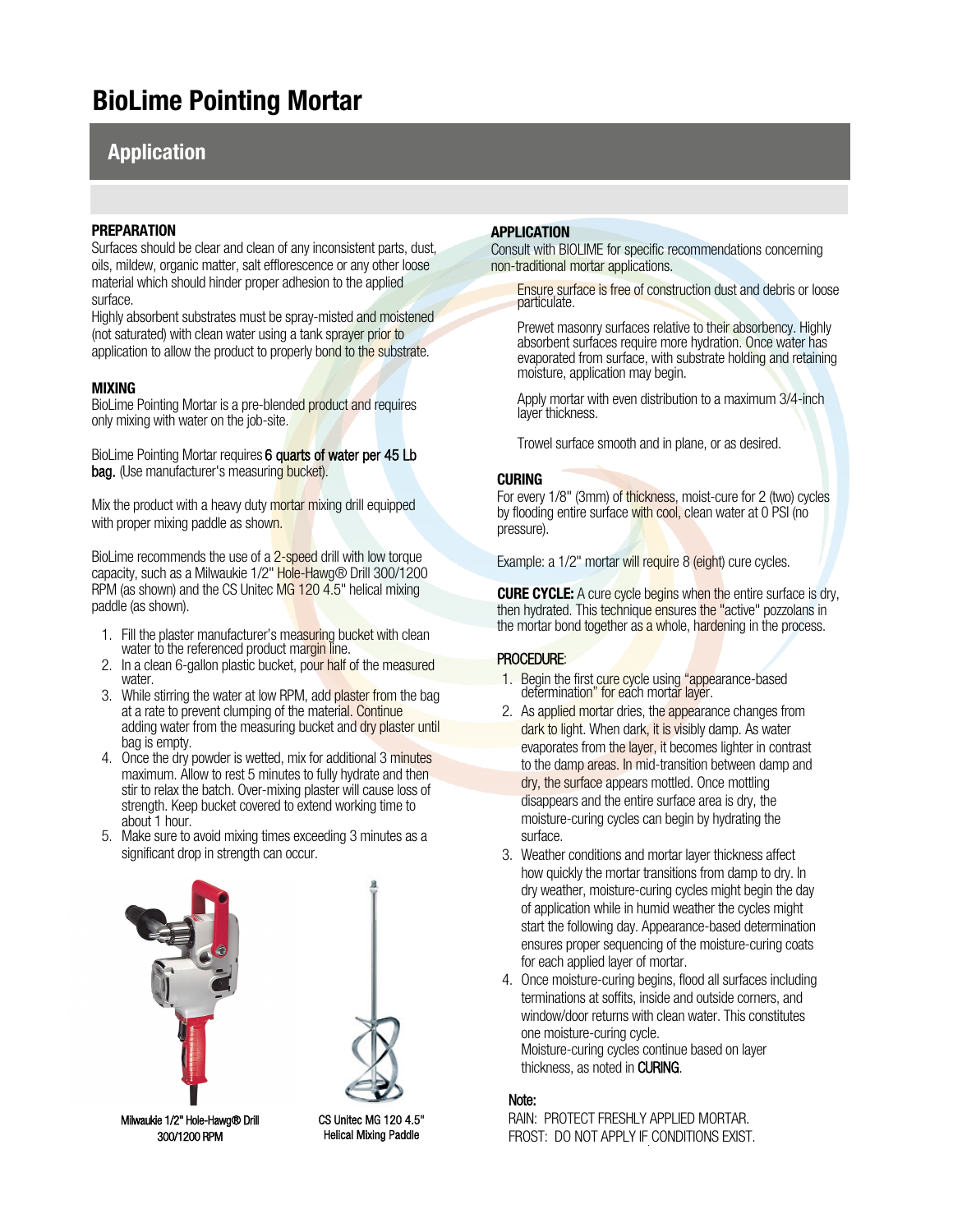# BioLime Pointing Mortar

## Application

### PREPARATION

Surfaces should be clear and clean of any inconsistent parts, dust, oils, mildew, organic matter, salt efflorescence or any other loose material which should hinder proper adhesion to the applied surface.

Highly absorbent substrates must be spray-misted and moistened (not saturated) with clean water using a tank sprayer prior to application to allow the product to properly bond to the substrate.

### MIXING

BioLime Pointing Mortar is a pre-blended product and requires only mixing with water on the job-site.

BioLime Pointing Mortar requires **6 quarts of water per 45 Lb bag.** (Use manufacturer's measuring bucket).

Mix the product with a heavy duty mortar mixing drill equipped with proper mixing paddle as shown.

BioLime recommends the use of a 2-speed drill with low torque capacity, such as a Milwaukie 1/2" Hole-Hawg® Drill 300/1200 RPM (as shown) and the CS Unitec MG 120 4.5" helical mixing paddle (as shown).

1. Fill the plaster manufacturer's measuring bucket with clean water to the referenced product margin line.
2. In a clean 6-gallon plastic bucket, pour half of the measured water.
3. While stirring the water at low RPM, add plaster from the bag at a rate to prevent clumping of the material. Continue adding water from the measuring bucket and dry plaster until bag is empty.
4. Once the dry powder is wetted, mix for additional 3 minutes maximum. Allow to rest 5 minutes to fully hydrate and then stir to relax the batch. Over-mixing plaster will cause loss of strength. Keep bucket covered to extend working time to about 1 hour.
5. Make sure to avoid mixing times exceeding 3 minutes as a significant drop in strength can occur.

Milwaukie 1/2" Hole-Hawg® Drill 300/1200 RPM

CS Unitec MG 120 4.5" Helical Mixing Paddle

### APPLICATION

Consult with BIOLIME for specific recommendations concerning non-traditional mortar applications.

Ensure surface is free of construction dust and debris or loose particulate.

Prewet masonry surfaces relative to their absorbency. Highly absorbent surfaces require more hydration. Once water has evaporated from surface, with substrate holding and retaining moisture, application may begin.

Apply mortar with even distribution to a maximum 3/4-inch layer thickness.

Trowel surface smooth and in plane, or as desired.

### CURING

For every 1/8" (3mm) of thickness, moist-cure for 2 (two) cycles by flooding entire surface with cool, clean water at 0 PSI (no pressure).

Example: a 1/2" mortar will require 8 (eight) cure cycles.

**CURE CYCLE:** A cure cycle begins when the entire surface is dry, then hydrated. This technique ensures the "active" pozzolans in the mortar bond together as a whole, hardening in the process.

### PROCEDURE:

1. Begin the first cure cycle using "appearance-based determination" for each mortar layer.
2. As applied mortar dries, the appearance changes from dark to light. When dark, it is visibly damp. As water evaporates from the layer, it becomes lighter in contrast to the damp areas. In mid-transition between damp and dry, the surface appears mottled. Once mottling disappears and the entire surface area is dry, the moisture-curing cycles can begin by hydrating the surface.
3. Weather conditions and mortar layer thickness affect how quickly the mortar transitions from damp to dry. In dry weather, moisture-curing cycles might begin the day of application while in humid weather the cycles might start the following day. Appearance-based determination ensures proper sequencing of the moisture-curing coats for each applied layer of mortar.
4. Once moisture-curing begins, flood all surfaces including terminations at soffits, inside and outside corners, and window/door returns with clean water. This constitutes one moisture-curing cycle.
   Moisture-curing cycles continue based on layer thickness, as noted in CURING.

**Note:**

RAIN: PROTECT FRESHLY APPLIED MORTAR.
FROST: DO NOT APPLY IF CONDITIONS EXIST.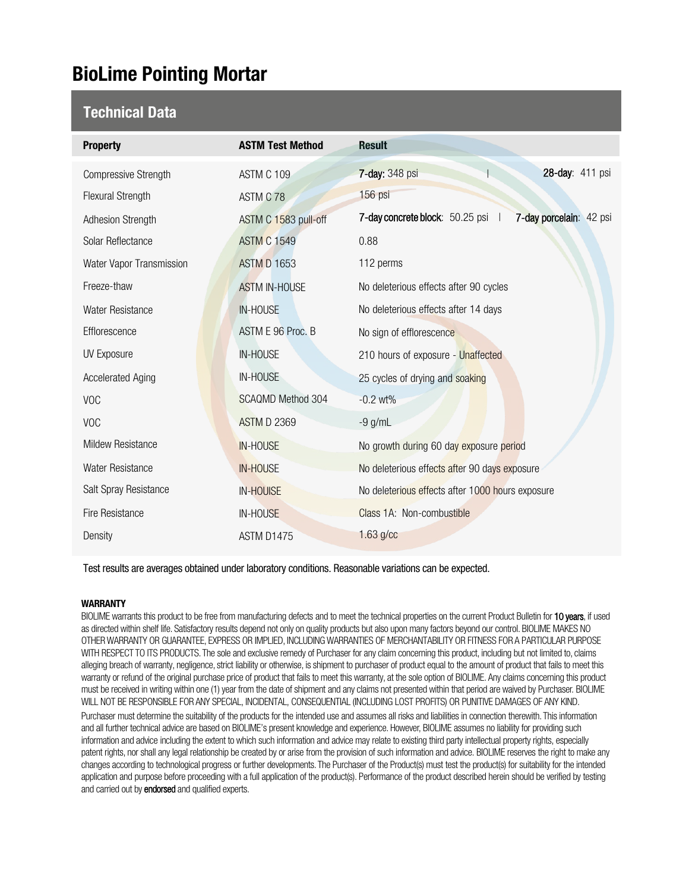# BioLime Pointing Mortar

## Technical Data

| Property | ASTM Test Method | Result |
| --- | --- | --- |
| Compressive Strength | ASTM C 109 | **7-day:** 348 psi \| **28-day**: 411 psi |
| Flexural Strength | ASTM C 78 | 156 psi |
| Adhesion Strength | ASTM C 1583 pull-off | **7-day concrete block**: 50.25 psi \| **7-day porcelain**: 42 psi |
| Solar Reflectance | ASTM C 1549 | 0.88 |
| Water Vapor Transmission | ASTM D 1653 | 112 perms |
| Freeze-thaw | ASTM IN-HOUSE | No deleterious effects after 90 cycles |
| Water Resistance | IN-HOUSE | No deleterious effects after 14 days |
| Efflorescence | ASTM E 96 Proc. B | No sign of efflorescence |
| UV Exposure | IN-HOUSE | 210 hours of exposure - Unaffected |
| Accelerated Aging | IN-HOUSE | 25 cycles of drying and soaking |
| VOC | SCAQMD Method 304 | -0.2 wt% |
| VOC | ASTM D 2369 | -9 g/mL |
| Mildew Resistance | IN-HOUSE | No growth during 60 day exposure period |
| Water Resistance | IN-HOUSE | No deleterious effects after 90 days exposure |
| Salt Spray Resistance | IN-HOUISE | No deleterious effects after 1000 hours exposure |
| Fire Resistance | IN-HOUSE | Class 1A: Non-combustible |
| Density | ASTM D1475 | 1.63 g/cc |

Test results are averages obtained under laboratory conditions. Reasonable variations can be expected.

**WARRANTY**

BIOLIME warrants this product to be free from manufacturing defects and to meet the technical properties on the current Product Bulletin for **10 years**, if used as directed within shelf life. Satisfactory results depend not only on quality products but also upon many factors beyond our control. BIOLIME MAKES NO OTHER WARRANTY OR GUARANTEE, EXPRESS OR IMPLIED, INCLUDING WARRANTIES OF MERCHANTABILITY OR FITNESS FOR A PARTICULAR PURPOSE WITH RESPECT TO ITS PRODUCTS. The sole and exclusive remedy of Purchaser for any claim concerning this product, including but not limited to, claims alleging breach of warranty, negligence, strict liability or otherwise, is shipment to purchaser of product equal to the amount of product that fails to meet this warranty or refund of the original purchase price of product that fails to meet this warranty, at the sole option of BIOLIME. Any claims concerning this product must be received in writing within one (1) year from the date of shipment and any claims not presented within that period are waived by Purchaser. BIOLIME WILL NOT BE RESPONSIBLE FOR ANY SPECIAL, INCIDENTAL, CONSEQUENTIAL (INCLUDING LOST PROFITS) OR PUNITIVE DAMAGES OF ANY KIND.

Purchaser must determine the suitability of the products for the intended use and assumes all risks and liabilities in connection therewith. This information and all further technical advice are based on BIOLIME's present knowledge and experience. However, BIOLIME assumes no liability for providing such information and advice including the extent to which such information and advice may relate to existing third party intellectual property rights, especially patent rights, nor shall any legal relationship be created by or arise from the provision of such information and advice. BIOLIME reserves the right to make any changes according to technological progress or further developments. The Purchaser of the Product(s) must test the product(s) for suitability for the intended application and purpose before proceeding with a full application of the product(s). Performance of the product described herein should be verified by testing and carried out by **endorsed** and qualified experts.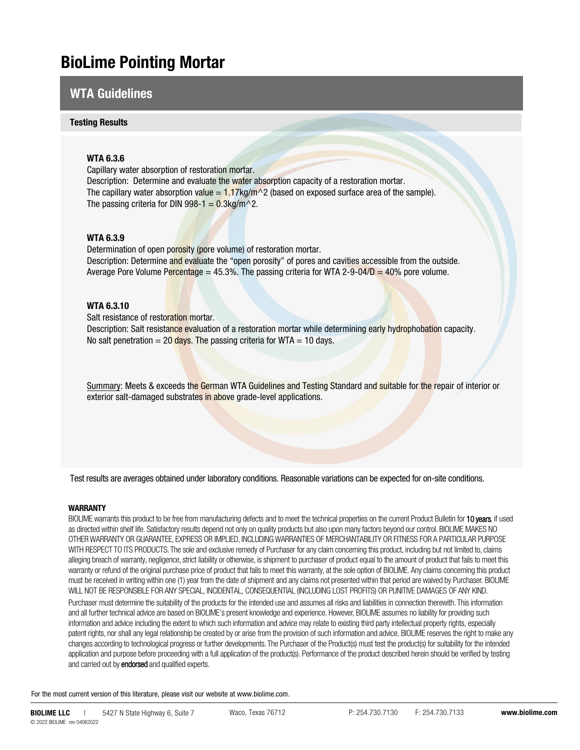# BioLime Pointing Mortar

## WTA Guidelines

### Testing Results

**WTA 6.3.6**

Capillary water absorption of restoration mortar.
Description: Determine and evaluate the water absorption capacity of a restoration mortar.
The capillary water absorption value = 1.17kg/m^2 (based on exposed surface area of the sample).
The passing criteria for DIN 998-1 = 0.3kg/m^2.

**WTA 6.3.9**

Determination of open porosity (pore volume) of restoration mortar.
Description: Determine and evaluate the "open porosity" of pores and cavities accessible from the outside.
Average Pore Volume Percentage = 45.3%. The passing criteria for WTA 2-9-04/D = 40% pore volume.

**WTA 6.3.10**

Salt resistance of restoration mortar.
Description: Salt resistance evaluation of a restoration mortar while determining early hydrophobation capacity.
No salt penetration = 20 days. The passing criteria for WTA = 10 days.

Summary: Meets & exceeds the German WTA Guidelines and Testing Standard and suitable for the repair of interior or exterior salt-damaged substrates in above grade-level applications.

Test results are averages obtained under laboratory conditions. Reasonable variations can be expected for on-site conditions.

**WARRANTY**

BIOLIME warrants this product to be free from manufacturing defects and to meet the technical properties on the current Product Bulletin for **10 years**, if used as directed within shelf life. Satisfactory results depend not only on quality products but also upon many factors beyond our control. BIOLIME MAKES NO OTHER WARRANTY OR GUARANTEE, EXPRESS OR IMPLIED, INCLUDING WARRANTIES OF MERCHANTABILITY OR FITNESS FOR A PARTICULAR PURPOSE WITH RESPECT TO ITS PRODUCTS. The sole and exclusive remedy of Purchaser for any claim concerning this product, including but not limited to, claims alleging breach of warranty, negligence, strict liability or otherwise, is shipment to purchaser of product equal to the amount of product that fails to meet this warranty or refund of the original purchase price of product that fails to meet this warranty, at the sole option of BIOLIME. Any claims concerning this product must be received in writing within one (1) year from the date of shipment and any claims not presented within that period are waived by Purchaser. BIOLIME WILL NOT BE RESPONSIBLE FOR ANY SPECIAL, INCIDENTAL, CONSEQUENTIAL (INCLUDING LOST PROFITS) OR PUNITIVE DAMAGES OF ANY KIND.

Purchaser must determine the suitability of the products for the intended use and assumes all risks and liabilities in connection therewith. This information and all further technical advice are based on BIOLIME's present knowledge and experience. However, BIOLIME assumes no liability for providing such information and advice including the extent to which such information and advice may relate to existing third party intellectual property rights, especially patent rights, nor shall any legal relationship be created by or arise from the provision of such information and advice. BIOLIME reserves the right to make any changes according to technological progress or further developments. The Purchaser of the Product(s) must test the product(s) for suitability for the intended application and purpose before proceeding with a full application of the product(s). Performance of the product described herein should be verified by testing and carried out by **endorsed** and qualified experts.

For the most current version of this literature, please visit our website at www.biolime.com.

**BIOLIME LLC** | 5427 N State Highway 6, Suite 7 Waco, Texas 76712 P: 254.730.7130 F: 254.730.7133 **www.biolime.com**

© 2022 BIOLIME rev 04062022